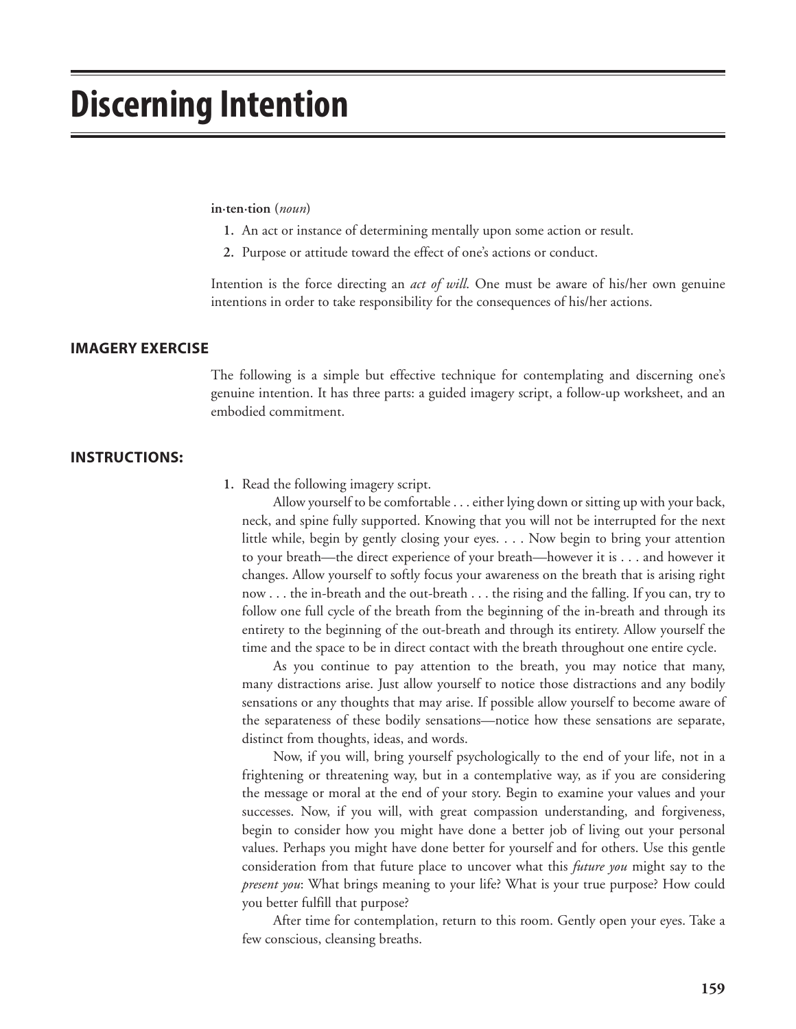# Discerning Intention

**in·ten·tion** (*noun*)

1. An act or instance of determining mentally upon some action or result.
2. Purpose or attitude toward the effect of one's actions or conduct.

Intention is the force directing an *act of will*. One must be aware of his/her own genuine intentions in order to take responsibility for the consequences of his/her actions.

## IMAGERY EXERCISE

The following is a simple but effective technique for contemplating and discerning one's genuine intention. It has three parts: a guided imagery script, a follow-up worksheet, and an embodied commitment.

## INSTRUCTIONS:

1. Read the following imagery script.

   Allow yourself to be comfortable . . . either lying down or sitting up with your back, neck, and spine fully supported. Knowing that you will not be interrupted for the next little while, begin by gently closing your eyes. . . . Now begin to bring your attention to your breath—the direct experience of your breath—however it is . . . and however it changes. Allow yourself to softly focus your awareness on the breath that is arising right now . . . the in-breath and the out-breath . . . the rising and the falling. If you can, try to follow one full cycle of the breath from the beginning of the in-breath and through its entirety to the beginning of the out-breath and through its entirety. Allow yourself the time and the space to be in direct contact with the breath throughout one entire cycle.

   As you continue to pay attention to the breath, you may notice that many, many distractions arise. Just allow yourself to notice those distractions and any bodily sensations or any thoughts that may arise. If possible allow yourself to become aware of the separateness of these bodily sensations—notice how these sensations are separate, distinct from thoughts, ideas, and words.

   Now, if you will, bring yourself psychologically to the end of your life, not in a frightening or threatening way, but in a contemplative way, as if you are considering the message or moral at the end of your story. Begin to examine your values and your successes. Now, if you will, with great compassion understanding, and forgiveness, begin to consider how you might have done a better job of living out your personal values. Perhaps you might have done better for yourself and for others. Use this gentle consideration from that future place to uncover what this *future you* might say to the *present you*: What brings meaning to your life? What is your true purpose? How could you better fulfill that purpose?

   After time for contemplation, return to this room. Gently open your eyes. Take a few conscious, cleansing breaths.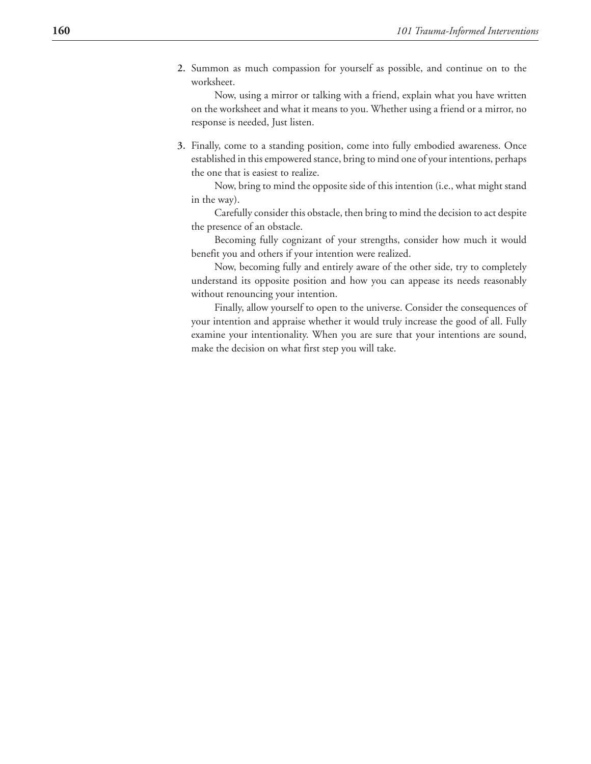2. Summon as much compassion for yourself as possible, and continue on to the worksheet.

   Now, using a mirror or talking with a friend, explain what you have written on the worksheet and what it means to you. Whether using a friend or a mirror, no response is needed, Just listen.

3. Finally, come to a standing position, come into fully embodied awareness. Once established in this empowered stance, bring to mind one of your intentions, perhaps the one that is easiest to realize.

   Now, bring to mind the opposite side of this intention (i.e., what might stand in the way).

   Carefully consider this obstacle, then bring to mind the decision to act despite the presence of an obstacle.

   Becoming fully cognizant of your strengths, consider how much it would benefit you and others if your intention were realized.

   Now, becoming fully and entirely aware of the other side, try to completely understand its opposite position and how you can appease its needs reasonably without renouncing your intention.

   Finally, allow yourself to open to the universe. Consider the consequences of your intention and appraise whether it would truly increase the good of all. Fully examine your intentionality. When you are sure that your intentions are sound, make the decision on what first step you will take.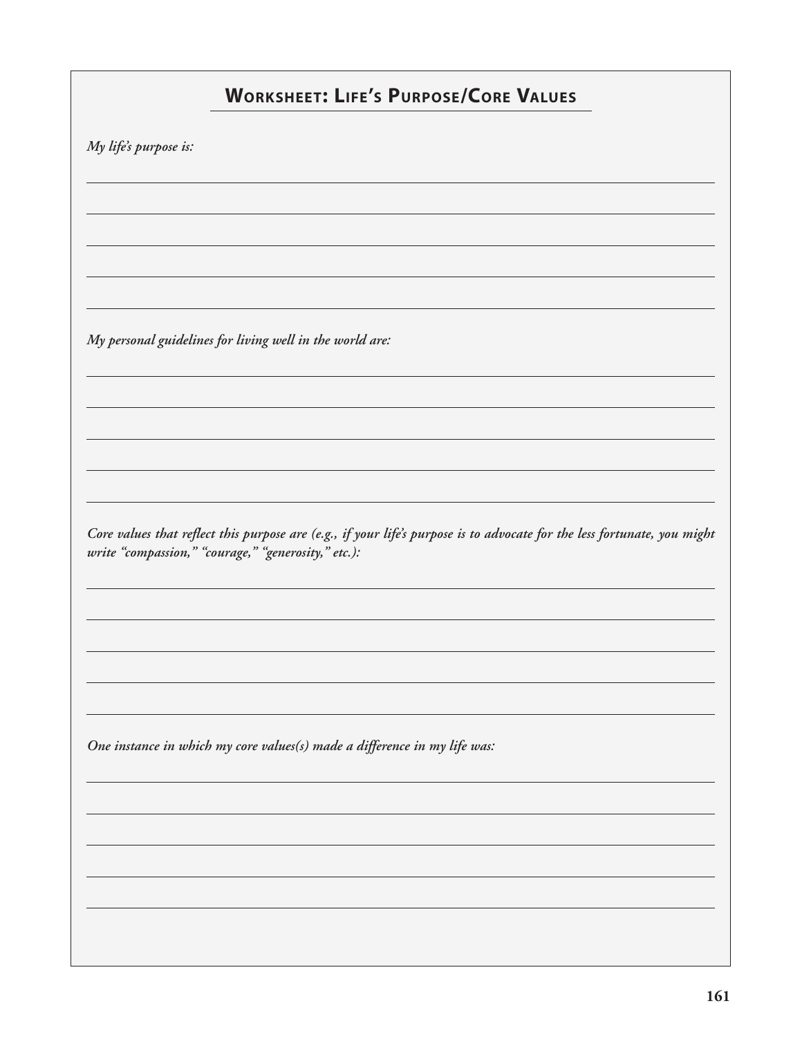## Worksheet: Life's Purpose/Core Values

*My life's purpose is:*

*My personal guidelines for living well in the world are:*

*Core values that reflect this purpose are (e.g., if your life's purpose is to advocate for the less fortunate, you might write "compassion," "courage," "generosity," etc.):*

*One instance in which my core values(s) made a difference in my life was:*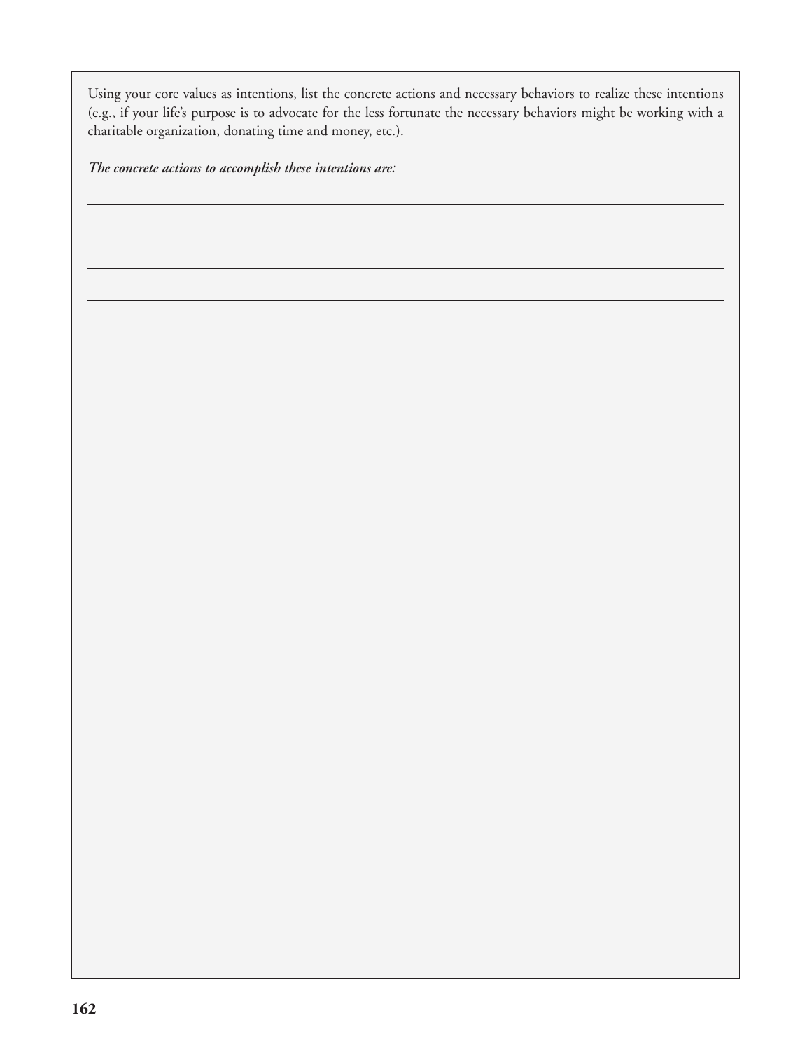Using your core values as intentions, list the concrete actions and necessary behaviors to realize these intentions (e.g., if your life's purpose is to advocate for the less fortunate the necessary behaviors might be working with a charitable organization, donating time and money, etc.).

***The concrete actions to accomplish these intentions are:***

______________________________________________________________________

______________________________________________________________________

______________________________________________________________________

______________________________________________________________________

______________________________________________________________________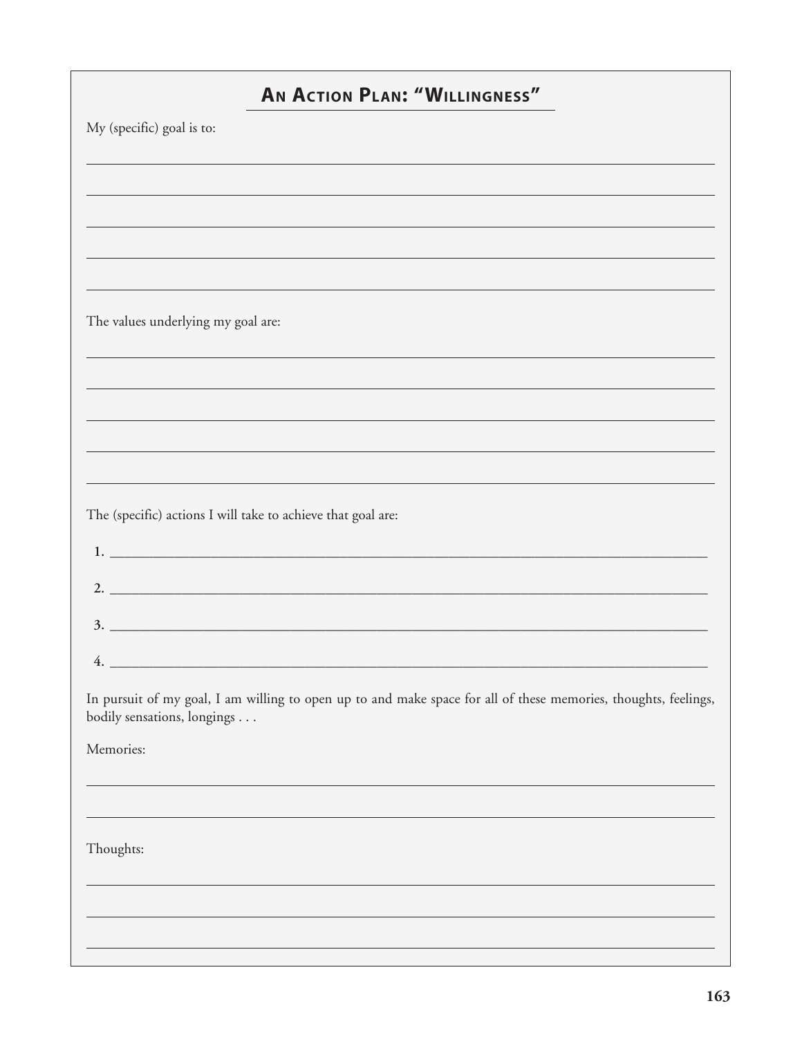## An Action Plan: "Willingness"

My (specific) goal is to:

______________________________________________________________________

______________________________________________________________________

______________________________________________________________________

______________________________________________________________________

______________________________________________________________________

The values underlying my goal are:

______________________________________________________________________

______________________________________________________________________

______________________________________________________________________

______________________________________________________________________

______________________________________________________________________

The (specific) actions I will take to achieve that goal are:

1. ____________________________________________________________________
2. ____________________________________________________________________
3. ____________________________________________________________________
4. ____________________________________________________________________

In pursuit of my goal, I am willing to open up to and make space for all of these memories, thoughts, feelings, bodily sensations, longings . . .

Memories:

______________________________________________________________________

______________________________________________________________________

Thoughts:

______________________________________________________________________

______________________________________________________________________

______________________________________________________________________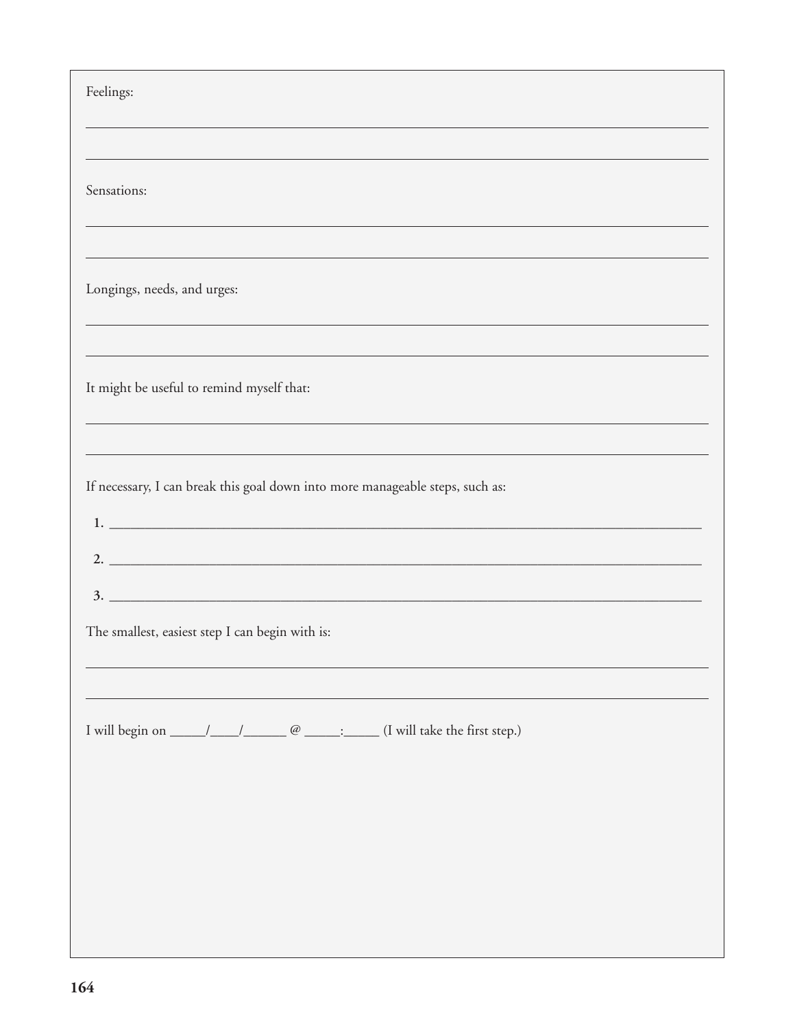Feelings:

\_\_\_\_\_\_\_\_\_\_\_\_\_\_\_\_\_\_\_\_\_\_\_\_\_\_\_\_\_\_\_\_\_\_\_\_\_\_\_\_\_\_\_\_\_\_\_\_\_\_\_\_\_\_\_\_\_\_\_\_

\_\_\_\_\_\_\_\_\_\_\_\_\_\_\_\_\_\_\_\_\_\_\_\_\_\_\_\_\_\_\_\_\_\_\_\_\_\_\_\_\_\_\_\_\_\_\_\_\_\_\_\_\_\_\_\_\_\_\_\_

Sensations:

\_\_\_\_\_\_\_\_\_\_\_\_\_\_\_\_\_\_\_\_\_\_\_\_\_\_\_\_\_\_\_\_\_\_\_\_\_\_\_\_\_\_\_\_\_\_\_\_\_\_\_\_\_\_\_\_\_\_\_\_

\_\_\_\_\_\_\_\_\_\_\_\_\_\_\_\_\_\_\_\_\_\_\_\_\_\_\_\_\_\_\_\_\_\_\_\_\_\_\_\_\_\_\_\_\_\_\_\_\_\_\_\_\_\_\_\_\_\_\_\_

Longings, needs, and urges:

\_\_\_\_\_\_\_\_\_\_\_\_\_\_\_\_\_\_\_\_\_\_\_\_\_\_\_\_\_\_\_\_\_\_\_\_\_\_\_\_\_\_\_\_\_\_\_\_\_\_\_\_\_\_\_\_\_\_\_\_

\_\_\_\_\_\_\_\_\_\_\_\_\_\_\_\_\_\_\_\_\_\_\_\_\_\_\_\_\_\_\_\_\_\_\_\_\_\_\_\_\_\_\_\_\_\_\_\_\_\_\_\_\_\_\_\_\_\_\_\_

It might be useful to remind myself that:

\_\_\_\_\_\_\_\_\_\_\_\_\_\_\_\_\_\_\_\_\_\_\_\_\_\_\_\_\_\_\_\_\_\_\_\_\_\_\_\_\_\_\_\_\_\_\_\_\_\_\_\_\_\_\_\_\_\_\_\_

\_\_\_\_\_\_\_\_\_\_\_\_\_\_\_\_\_\_\_\_\_\_\_\_\_\_\_\_\_\_\_\_\_\_\_\_\_\_\_\_\_\_\_\_\_\_\_\_\_\_\_\_\_\_\_\_\_\_\_\_

If necessary, I can break this goal down into more manageable steps, such as:

1. \_\_\_\_\_\_\_\_\_\_\_\_\_\_\_\_\_\_\_\_\_\_\_\_\_\_\_\_\_\_\_\_\_\_\_\_\_\_\_\_\_\_\_\_\_\_\_\_\_\_\_\_\_\_\_\_\_\_
2. \_\_\_\_\_\_\_\_\_\_\_\_\_\_\_\_\_\_\_\_\_\_\_\_\_\_\_\_\_\_\_\_\_\_\_\_\_\_\_\_\_\_\_\_\_\_\_\_\_\_\_\_\_\_\_\_\_\_
3. \_\_\_\_\_\_\_\_\_\_\_\_\_\_\_\_\_\_\_\_\_\_\_\_\_\_\_\_\_\_\_\_\_\_\_\_\_\_\_\_\_\_\_\_\_\_\_\_\_\_\_\_\_\_\_\_\_\_

The smallest, easiest step I can begin with is:

\_\_\_\_\_\_\_\_\_\_\_\_\_\_\_\_\_\_\_\_\_\_\_\_\_\_\_\_\_\_\_\_\_\_\_\_\_\_\_\_\_\_\_\_\_\_\_\_\_\_\_\_\_\_\_\_\_\_\_\_

\_\_\_\_\_\_\_\_\_\_\_\_\_\_\_\_\_\_\_\_\_\_\_\_\_\_\_\_\_\_\_\_\_\_\_\_\_\_\_\_\_\_\_\_\_\_\_\_\_\_\_\_\_\_\_\_\_\_\_\_

I will begin on \_\_\_\_\_/\_\_\_\_/\_\_\_\_\_\_ @ \_\_\_\_\_:\_\_\_\_\_ (I will take the first step.)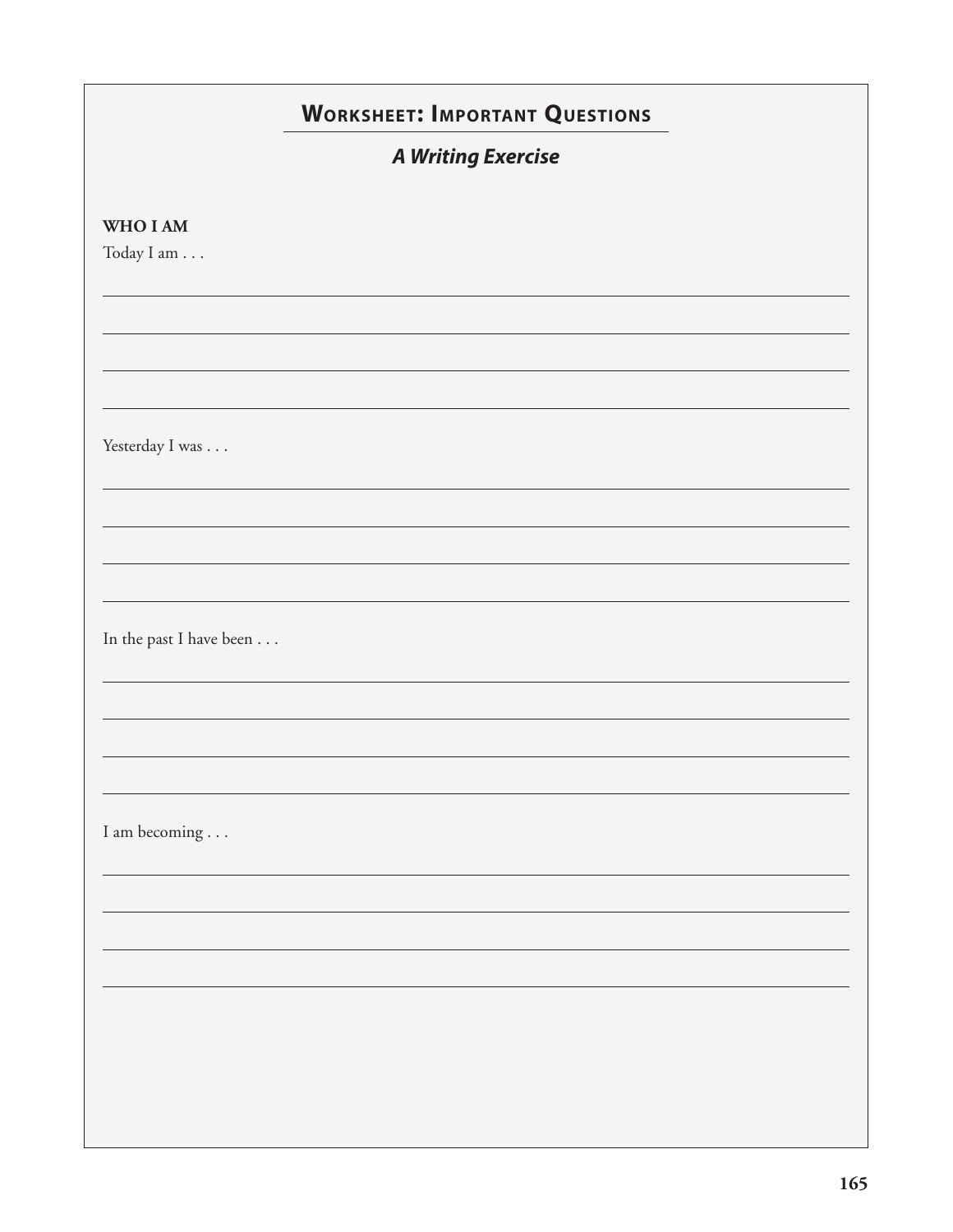## Worksheet: Important Questions

### *A Writing Exercise*

**WHO I AM**

Today I am . . .

Yesterday I was . . .

In the past I have been . . .

I am becoming . . .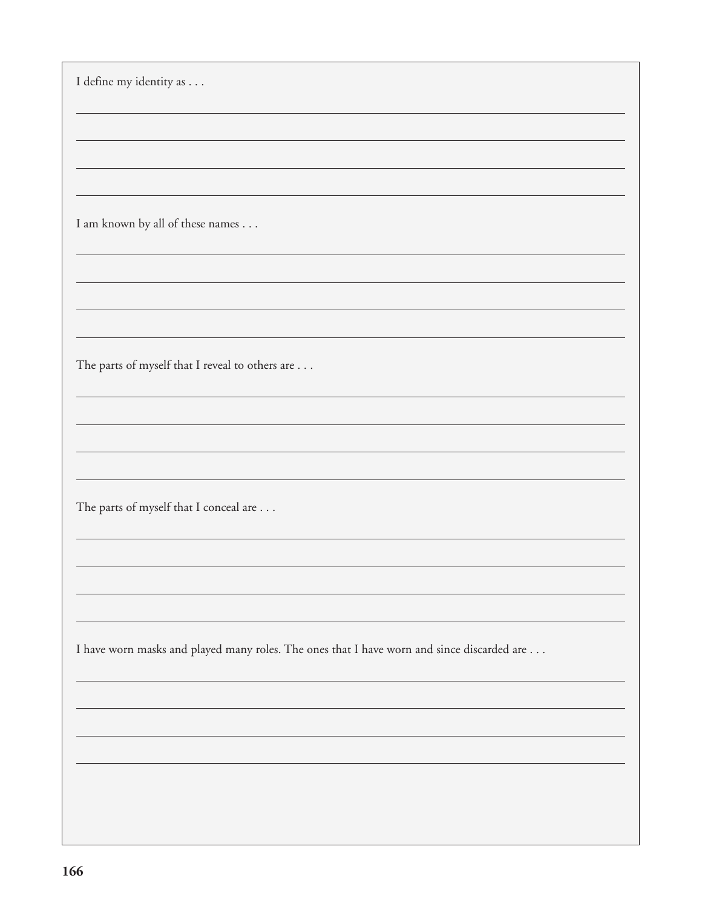I define my identity as . . .

I am known by all of these names . . .

The parts of myself that I reveal to others are . . .

The parts of myself that I conceal are . . .

I have worn masks and played many roles. The ones that I have worn and since discarded are . . .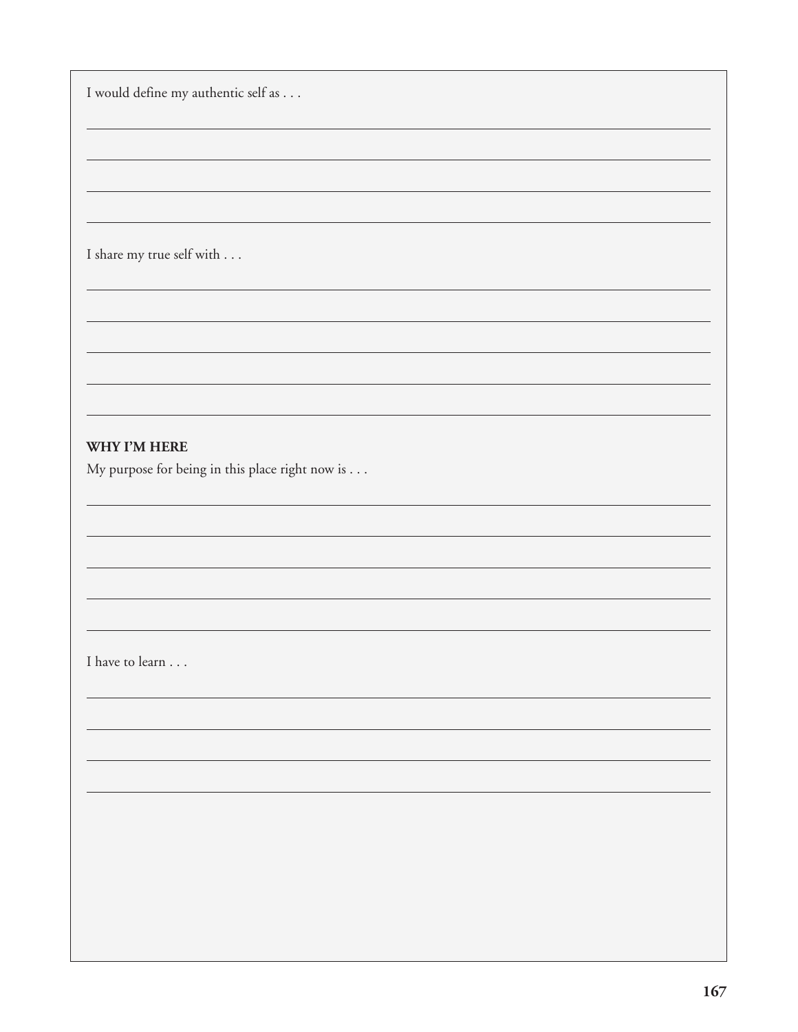I would define my authentic self as . . .

I share my true self with . . .

**WHY I'M HERE**

My purpose for being in this place right now is . . .

I have to learn . . .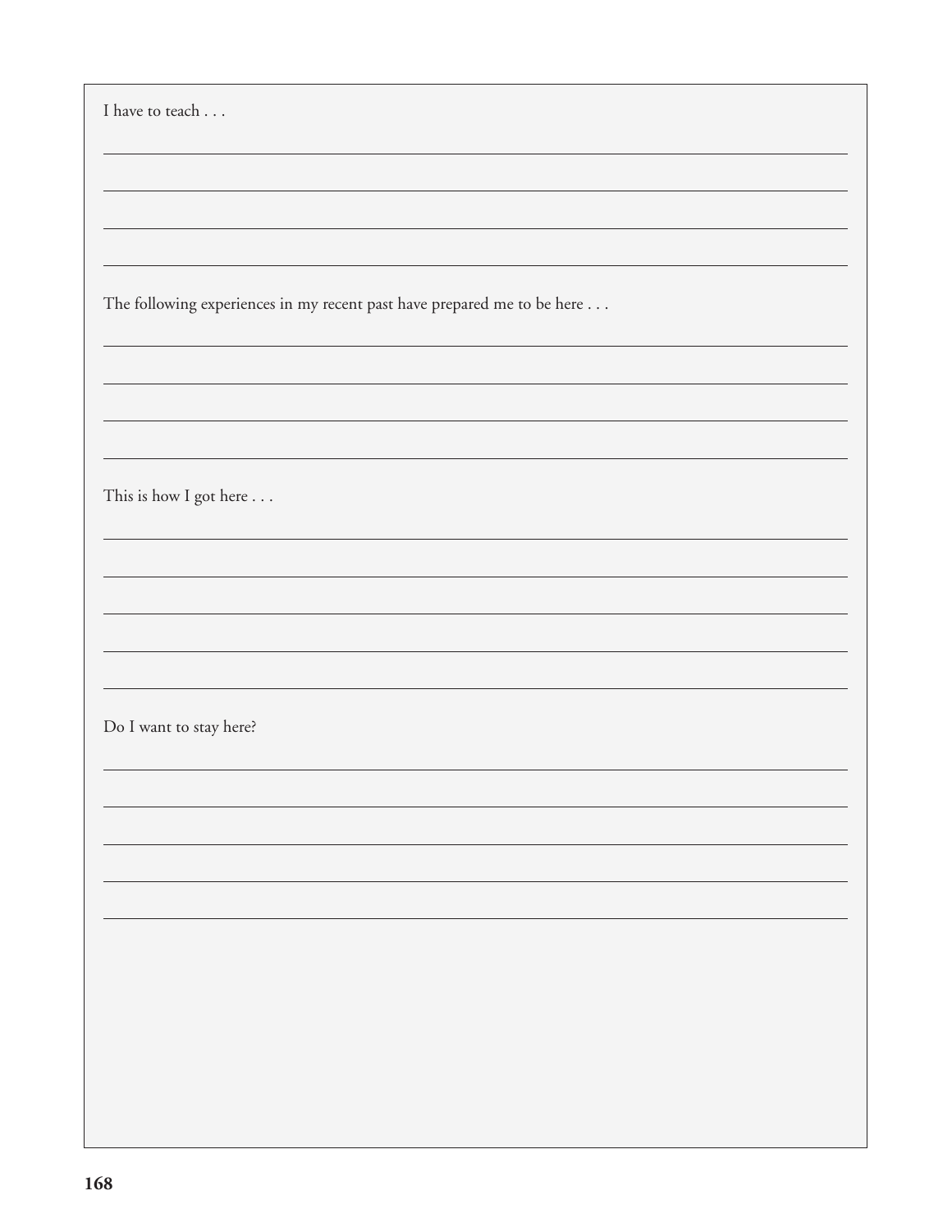I have to teach . . .

The following experiences in my recent past have prepared me to be here . . .

This is how I got here . . .

Do I want to stay here?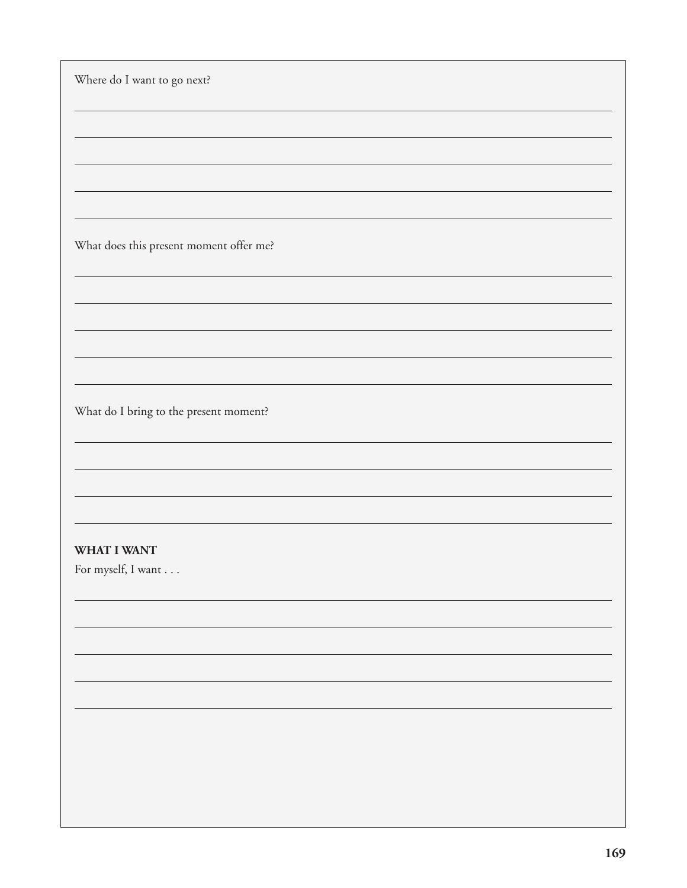Where do I want to go next?

What does this present moment offer me?

What do I bring to the present moment?

**WHAT I WANT**

For myself, I want . . .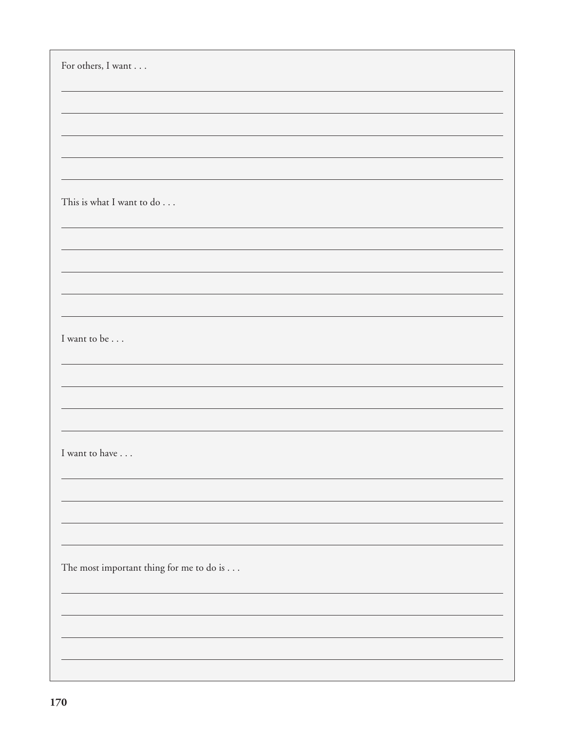For others, I want . . .

This is what I want to do . . .

I want to be . . .

I want to have . . .

The most important thing for me to do is . . .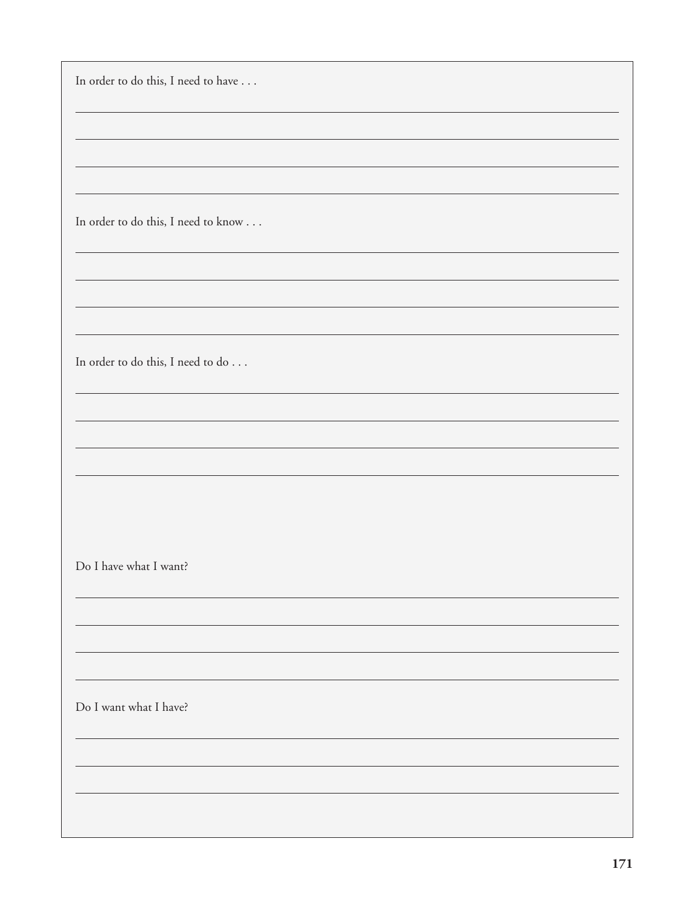In order to do this, I need to have . . .

In order to do this, I need to know . . .

In order to do this, I need to do . . .

Do I have what I want?

Do I want what I have?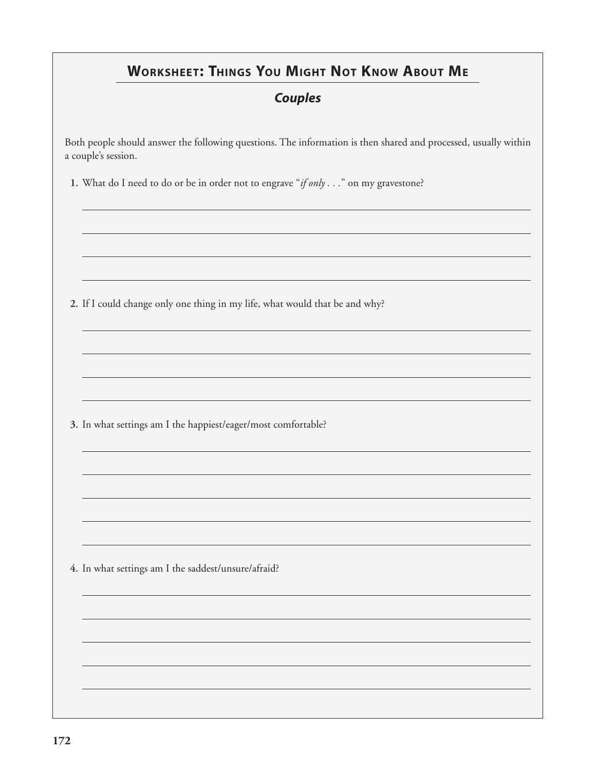## Worksheet: Things You Might Not Know About Me

### *Couples*

Both people should answer the following questions. The information is then shared and processed, usually within a couple's session.

1. What do I need to do or be in order not to engrave "*if only . . .*" on my gravestone?

2. If I could change only one thing in my life, what would that be and why?

3. In what settings am I the happiest/eager/most comfortable?

4. In what settings am I the saddest/unsure/afraid?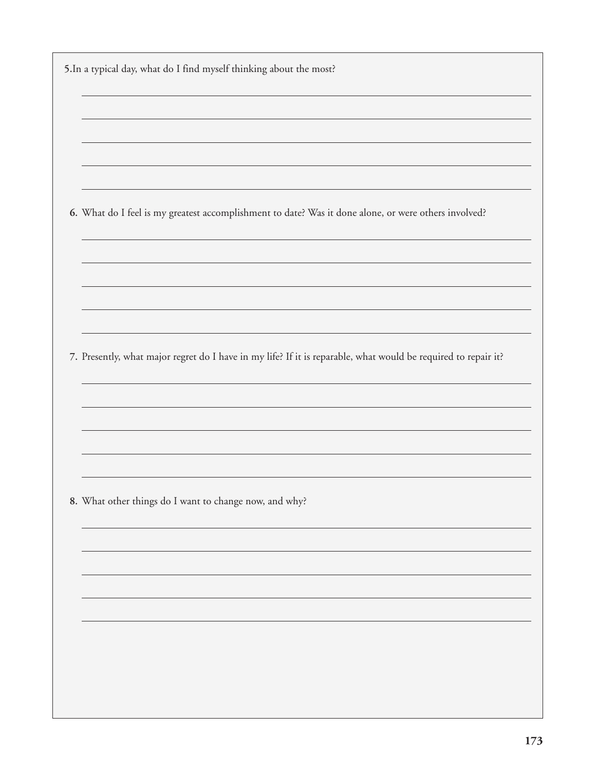5. In a typical day, what do I find myself thinking about the most?

6. What do I feel is my greatest accomplishment to date? Was it done alone, or were others involved?

7. Presently, what major regret do I have in my life? If it is reparable, what would be required to repair it?

8. What other things do I want to change now, and why?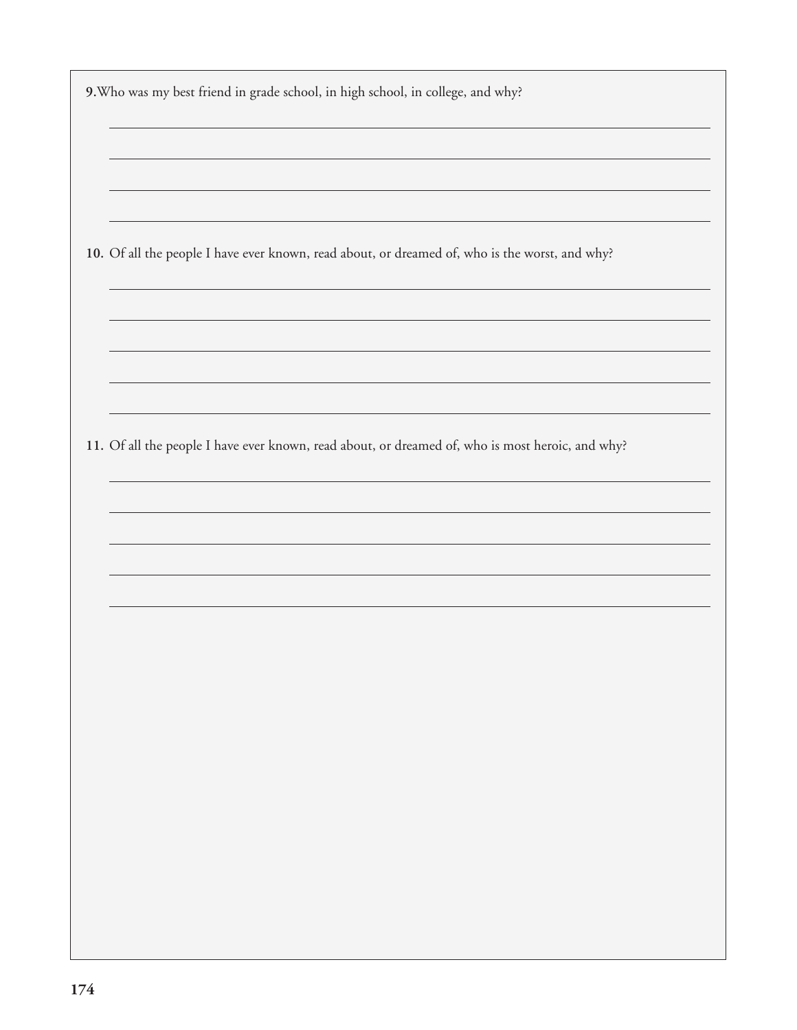**9.** Who was my best friend in grade school, in high school, in college, and why?

**10.** Of all the people I have ever known, read about, or dreamed of, who is the worst, and why?

**11.** Of all the people I have ever known, read about, or dreamed of, who is most heroic, and why?